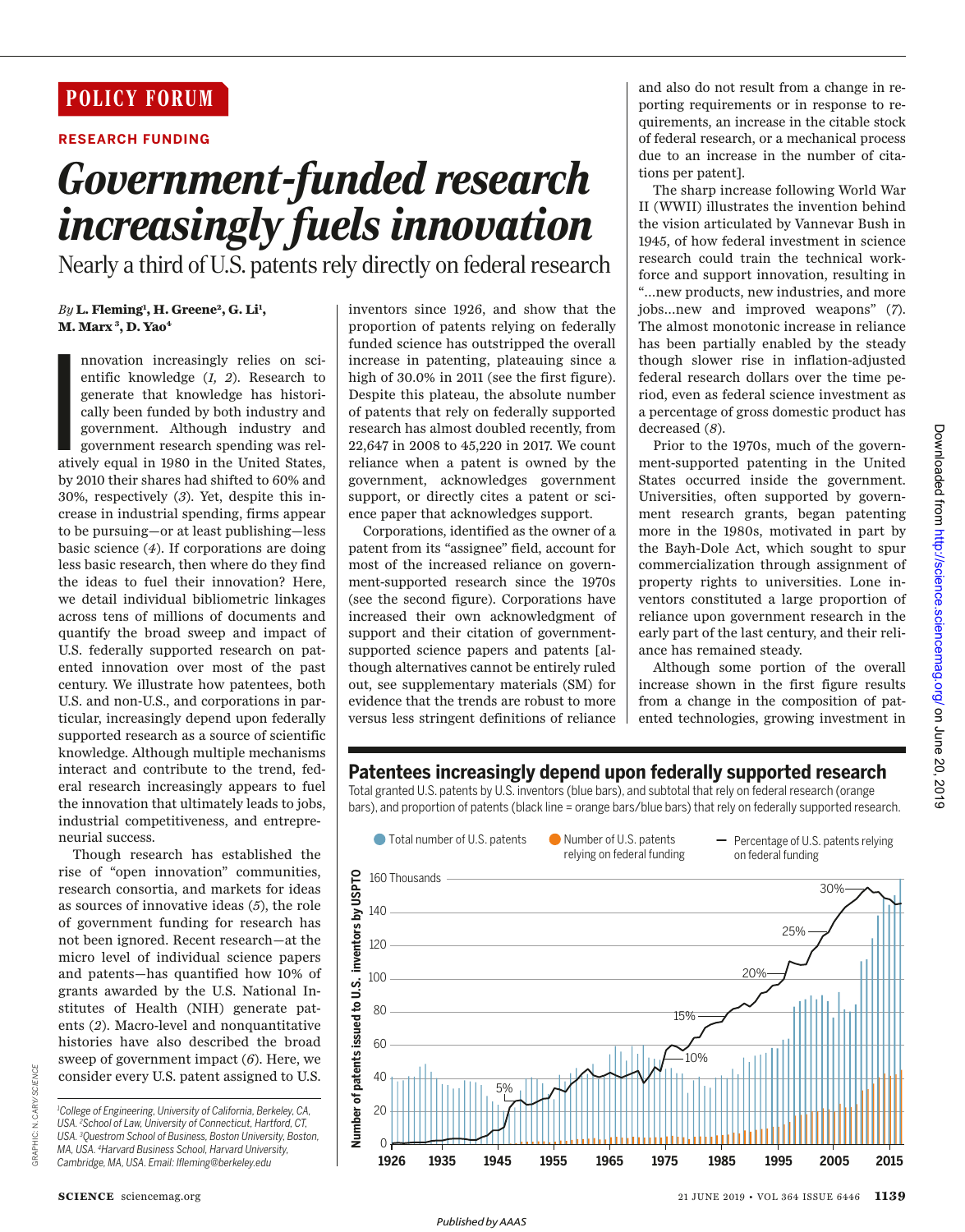POLICY FORUM

RESEARCH FUNDING

# Government-funded research increasingly fuels innovation

## Nearly a third of U.S. patents rely directly on federal research

*By* **L. Fleming[1], H. Greene[2], G. Li[1], M. Marx[3], D. Yao[4]**

Innovation increasingly relies on scientific knowledge (*1, 2*). Research to generate that knowledge has historically been funded by both industry and government. Although industry and government research spending was relatively equal in 1980 in the United States, by 2010 their shares had shifted to 60% and 30%, respectively (*3*). Yet, despite this increase in industrial spending, firms appear to be pursuing—or at least publishing—less basic science (*4*). If corporations are doing less basic research, then where do they find the ideas to fuel their innovation? Here, we detail individual bibliometric linkages across tens of millions of documents and quantify the broad sweep and impact of U.S. federally supported research on patented innovation over most of the past century. We illustrate how patentees, both U.S. and non-U.S., and corporations in particular, increasingly depend upon federally supported research as a source of scientific knowledge. Although multiple mechanisms interact and contribute to the trend, federal research increasingly appears to fuel the innovation that ultimately leads to jobs, industrial competitiveness, and entrepreneurial success.

Though research has established the rise of "open innovation" communities, research consortia, and markets for ideas as sources of innovative ideas (*5*), the role of government funding for research has not been ignored. Recent research—at the micro level of individual science papers and patents—has quantified how 10% of grants awarded by the U.S. National Institutes of Health (NIH) generate patents (*2*). Macro-level and nonquantitative histories have also described the broad sweep of government impact (*6*). Here, we consider every U.S. patent assigned to U.S. inventors since 1926, and show that the proportion of patents relying on federally funded science has outstripped the overall increase in patenting, plateauing since a high of 30.0% in 2011 (see the first figure). Despite this plateau, the absolute number of patents that rely on federally supported research has almost doubled recently, from 22,647 in 2008 to 45,220 in 2017. We count reliance when a patent is owned by the government, acknowledges government support, or directly cites a patent or science paper that acknowledges support.

Corporations, identified as the owner of a patent from its "assignee" field, account for most of the increased reliance on government-supported research since the 1970s (see the second figure). Corporations have increased their own acknowledgment of support and their citation of government-supported science papers and patents [although alternatives cannot be entirely ruled out, see supplementary materials (SM) for evidence that the trends are robust to more versus less stringent definitions of reliance and also do not result from a change in reporting requirements or in response to requirements, an increase in the citable stock of federal research, or a mechanical process due to an increase in the number of citations per patent].

The sharp increase following World War II (WWII) illustrates the invention behind the vision articulated by Vannevar Bush in 1945, of how federal investment in science research could train the technical workforce and support innovation, resulting in "…new products, new industries, and more jobs…new and improved weapons" (*7*). The almost monotonic increase in reliance has been partially enabled by the steady though slower rise in inflation-adjusted federal research dollars over the time period, even as federal science investment as a percentage of gross domestic product has decreased (*8*).

Prior to the 1970s, much of the government-supported patenting in the United States occurred inside the government. Universities, often supported by government research grants, began patenting more in the 1980s, motivated in part by the Bayh-Dole Act, which sought to spur commercialization through assignment of property rights to universities. Lone inventors constituted a large proportion of reliance upon government research in the early part of the last century, and their reliance has remained steady.

Although some portion of the overall increase shown in the first figure results from a change in the composition of patented technologies, growing investment in

**Patentees increasingly depend upon federally supported research**

Total granted U.S. patents by U.S. inventors (blue bars), and subtotal that rely on federal research (orange bars), and proportion of patents (black line = orange bars/blue bars) that rely on federally supported research.

[1]College of Engineering, University of California, Berkeley, CA, USA. [2]School of Law, University of Connecticut, Hartford, CT, USA. [3]Questrom School of Business, Boston University, Boston, MA, USA. [4]Harvard Business School, Harvard University, Cambridge, MA, USA. Email: lfleming@berkeley.edu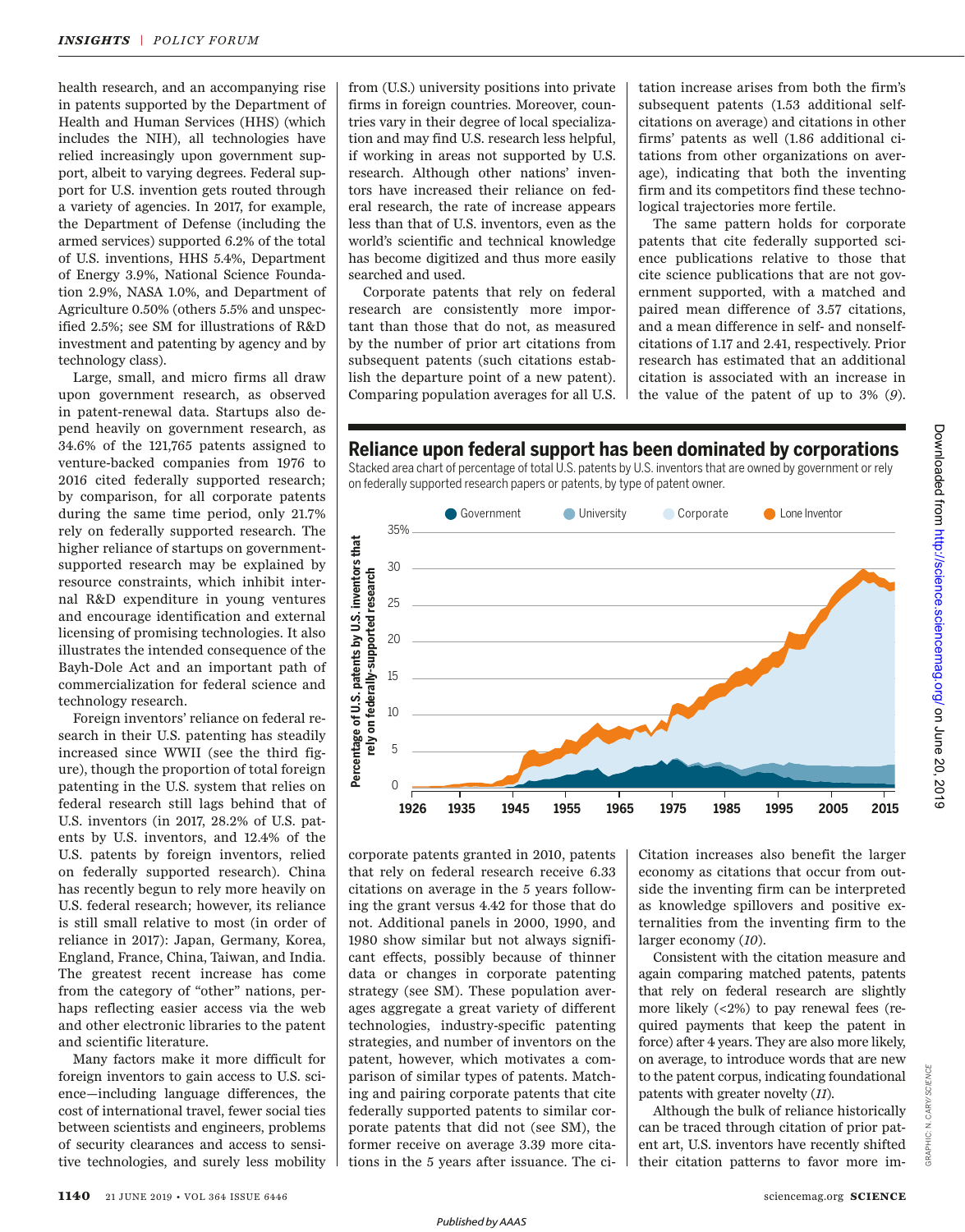health research, and an accompanying rise in patents supported by the Department of Health and Human Services (HHS) (which includes the NIH), all technologies have relied increasingly upon government support, albeit to varying degrees. Federal support for U.S. invention gets routed through a variety of agencies. In 2017, for example, the Department of Defense (including the armed services) supported 6.2% of the total of U.S. inventions, HHS 5.4%, Department of Energy 3.9%, National Science Foundation 2.9%, NASA 1.0%, and Department of Agriculture 0.50% (others 5.5% and unspecified 2.5%; see SM for illustrations of R&D investment and patenting by agency and by technology class).

Large, small, and micro firms all draw upon government research, as observed in patent-renewal data. Startups also depend heavily on government research, as 34.6% of the 121,765 patents assigned to venture-backed companies from 1976 to 2016 cited federally supported research; by comparison, for all corporate patents during the same time period, only 21.7% rely on federally supported research. The higher reliance of startups on government-supported research may be explained by resource constraints, which inhibit internal R&D expenditure in young ventures and encourage identification and external licensing of promising technologies. It also illustrates the intended consequence of the Bayh-Dole Act and an important path of commercialization for federal science and technology research.

Foreign inventors' reliance on federal research in their U.S. patenting has steadily increased since WWII (see the third figure), though the proportion of total foreign patenting in the U.S. system that relies on federal research still lags behind that of U.S. inventors (in 2017, 28.2% of U.S. patents by U.S. inventors, and 12.4% of the U.S. patents by foreign inventors, relied on federally supported research). China has recently begun to rely more heavily on U.S. federal research; however, its reliance is still small relative to most (in order of reliance in 2017): Japan, Germany, Korea, England, France, China, Taiwan, and India. The greatest recent increase has come from the category of "other" nations, perhaps reflecting easier access via the web and other electronic libraries to the patent and scientific literature.

Many factors make it more difficult for foreign inventors to gain access to U.S. science—including language differences, the cost of international travel, fewer social ties between scientists and engineers, problems of security clearances and access to sensitive technologies, and surely less mobility from (U.S.) university positions into private firms in foreign countries. Moreover, countries vary in their degree of local specialization and may find U.S. research less helpful, if working in areas not supported by U.S. research. Although other nations' inventors have increased their reliance on federal research, the rate of increase appears less than that of U.S. inventors, even as the world's scientific and technical knowledge has become digitized and thus more easily searched and used.

Corporate patents that rely on federal research are consistently more important than those that do not, as measured by the number of prior art citations from subsequent patents (such citations establish the departure point of a new patent). Comparing population averages for all U.S. corporate patents granted in 2010, patents that rely on federal research receive 6.33 citations on average in the 5 years following the grant versus 4.42 for those that do not. Additional panels in 2000, 1990, and 1980 show similar but not always significant effects, possibly because of thinner data or changes in corporate patenting strategy (see SM). These population averages aggregate a great variety of different technologies, industry-specific patenting strategies, and number of inventors on the patent, however, which motivates a comparison of similar types of patents. Matching and pairing corporate patents that cite federally supported patents to similar corporate patents that did not (see SM), the former receive on average 3.39 more citations in the 5 years after issuance. The citation increase arises from both the firm's subsequent patents (1.53 additional self-citations on average) and citations in other firms' patents as well (1.86 additional citations from other organizations on average), indicating that both the inventing firm and its competitors find these technological trajectories more fertile.

The same pattern holds for corporate patents that cite federally supported science publications relative to those that cite science publications that are not government supported, with a matched and paired mean difference of 3.57 citations, and a mean difference in self- and nonself-citations of 1.17 and 2.41, respectively. Prior research has estimated that an additional citation is associated with an increase in the value of the patent of up to 3% (*9*). Citation increases also benefit the larger economy as citations that occur from outside the inventing firm can be interpreted as knowledge spillovers and positive externalities from the inventing firm to the larger economy (*10*).

Consistent with the citation measure and again comparing matched patents, patents that rely on federal research are slightly more likely (<2%) to pay renewal fees (required payments that keep the patent in force) after 4 years. They are also more likely, on average, to introduce words that are new to the patent corpus, indicating foundational patents with greater novelty (*11*).

Although the bulk of reliance historically can be traced through citation of prior patent art, U.S. inventors have recently shifted their citation patterns to favor more im-

## Reliance upon federal support has been dominated by corporations

Stacked area chart of percentage of total U.S. patents by U.S. inventors that are owned by government or rely on federally supported research papers or patents, by type of patent owner.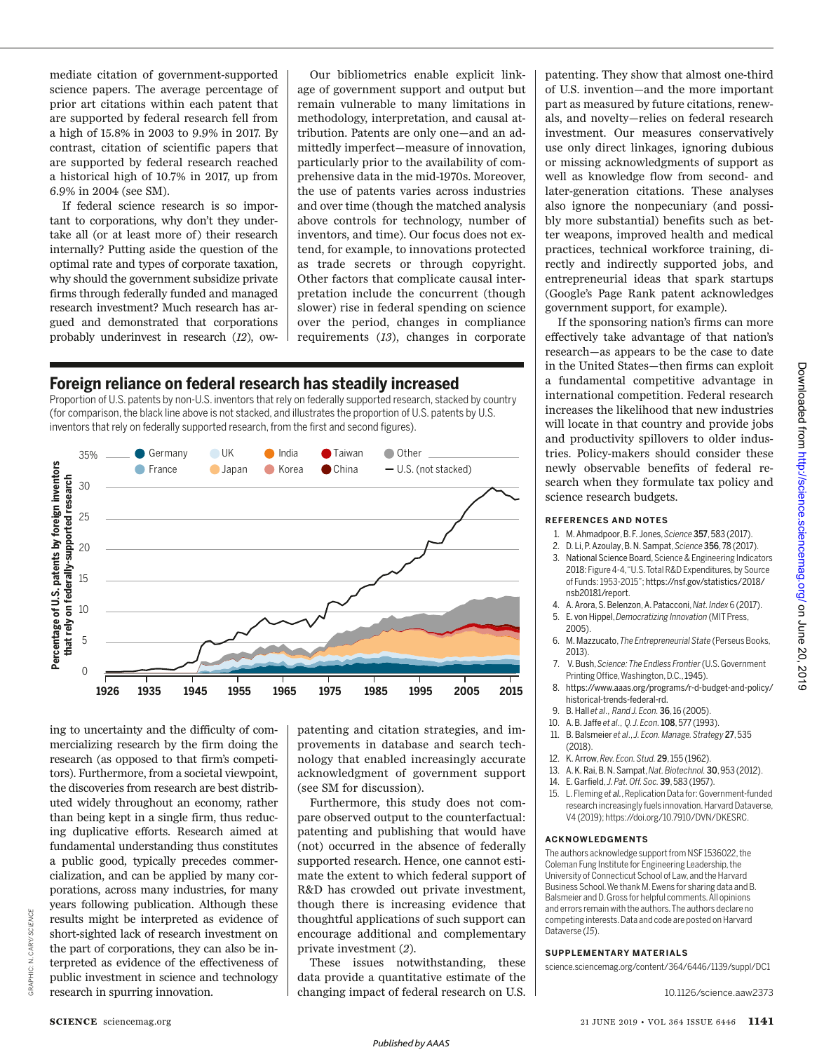mediate citation of government-supported science papers. The average percentage of prior art citations within each patent that are supported by federal research fell from a high of 15.8% in 2003 to 9.9% in 2017. By contrast, citation of scientific papers that are supported by federal research reached a historical high of 10.7% in 2017, up from 6.9% in 2004 (see SM).

If federal science research is so important to corporations, why don't they undertake all (or at least more of) their research internally? Putting aside the question of the optimal rate and types of corporate taxation, why should the government subsidize private firms through federally funded and managed research investment? Much research has argued and demonstrated that corporations probably underinvest in research (*12*), owing to uncertainty and the difficulty of commercializing research by the firm doing the research (as opposed to that firm's competitors). Furthermore, from a societal viewpoint, the discoveries from research are best distributed widely throughout an economy, rather than being kept in a single firm, thus reducing duplicative efforts. Research aimed at fundamental understanding thus constitutes a public good, typically precedes commercialization, and can be applied by many corporations, across many industries, for many years following publication. Although these results might be interpreted as evidence of short-sighted lack of research investment on the part of corporations, they can also be interpreted as evidence of the effectiveness of public investment in science and technology research in spurring innovation.

Our bibliometrics enable explicit linkage of government support and output but remain vulnerable to many limitations in methodology, interpretation, and causal attribution. Patents are only one—and an admittedly imperfect—measure of innovation, particularly prior to the availability of comprehensive data in the mid-1970s. Moreover, the use of patents varies across industries and over time (though the matched analysis above controls for technology, number of inventors, and time). Our focus does not extend, for example, to innovations protected as trade secrets or through copyright. Other factors that complicate causal interpretation include the concurrent (though slower) rise in federal spending on science over the period, changes in compliance requirements (*13*), changes in corporate patenting and citation strategies, and improvements in database and search technology that enabled increasingly accurate acknowledgment of government support (see SM for discussion).

Furthermore, this study does not compare observed output to the counterfactual: patenting and publishing that would have (not) occurred in the absence of federally supported research. Hence, one cannot estimate the extent to which federal support of R&D has crowded out private investment, though there is increasing evidence that thoughtful applications of such support can encourage additional and complementary private investment (*2*).

These issues notwithstanding, these data provide a quantitative estimate of the changing impact of federal research on U.S. patenting. They show that almost one-third of U.S. invention—and the more important part as measured by future citations, renewals, and novelty—relies on federal research investment. Our measures conservatively use only direct linkages, ignoring dubious or missing acknowledgments of support as well as knowledge flow from second- and later-generation citations. These analyses also ignore the nonpecuniary (and possibly more substantial) benefits such as better weapons, improved health and medical practices, technical workforce training, directly and indirectly supported jobs, and entrepreneurial ideas that spark startups (Google's Page Rank patent acknowledges government support, for example).

If the sponsoring nation's firms can more effectively take advantage of that nation's research—as appears to be the case to date in the United States—then firms can exploit a fundamental competitive advantage in international competition. Federal research increases the likelihood that new industries will locate in that country and provide jobs and productivity spillovers to older industries. Policy-makers should consider these newly observable benefits of federal research when they formulate tax policy and science research budgets.

## Foreign reliance on federal research has steadily increased

Proportion of U.S. patents by non-U.S. inventors that rely on federally supported research, stacked by country (for comparison, the black line above is not stacked, and illustrates the proportion of U.S. patents by U.S. inventors that rely on federally supported research, from the first and second figures).

Germany, France, UK, Japan, India, Korea, Taiwan, China, Other, U.S. (not stacked)

Percentage of U.S. patents by foreign inventors that rely on federally-supported research

35%, 30, 25, 20, 15, 10, 5, 0

1926, 1935, 1945, 1955, 1965, 1975, 1985, 1995, 2005, 2015

GRAPHIC: N. CARY/*SCIENCE*

### REFERENCES AND NOTES

1. M. Ahmadpoor, B. F. Jones, *Science* **357**, 583 (2017).
2. D. Li, P. Azoulay, B. N. Sampat, *Science* **356**, 78 (2017).
3. National Science Board, Science & Engineering Indicators 2018: Figure 4-4, "U.S. Total R&D Expenditures, by Source of Funds: 1953-2015"; https://nsf.gov/statistics/2018/nsb20181/report.
4. A. Arora, S. Belenzon, A. Patacconi, *Nat. Index* 6 (2017).
5. E. von Hippel, *Democratizing Innovation* (MIT Press, 2005).
6. M. Mazzucato, *The Entrepreneurial State* (Perseus Books, 2013).
7. V. Bush, *Science: The Endless Frontier* (U.S. Government Printing Office, Washington, D.C., 1945).
8. https://www.aaas.org/programs/r-d-budget-and-policy/historical-trends-federal-rd.
9. B. Hall *et al*., *Rand J. Econ.* **36**, 16 (2005).
10. A. B. Jaffe *et al*., *Q. J. Econ.* **108**, 577 (1993).
11. B. Balsmeier *et al*., *J. Econ. Manage. Strategy* **27**, 535 (2018).
12. K. Arrow, *Rev. Econ. Stud.* **29**, 155 (1962).
13. A. K. Rai, B. N. Sampat, *Nat. Biotechnol.* **30**, 953 (2012).
14. E. Garfield, *J. Pat. Off. Soc.* **39**, 583 (1957).
15. L. Fleming *et al*., Replication Data for: Government-funded research increasingly fuels innovation. Harvard Dataverse, V4 (2019); https://doi.org/10.7910/DVN/DKESRC.

### ACKNOWLEDGMENTS

The authors acknowledge support from NSF 1536022, the Coleman Fung Institute for Engineering Leadership, the University of Connecticut School of Law, and the Harvard Business School. We thank M. Ewens for sharing data and B. Balsmeier and D. Gross for helpful comments. All opinions and errors remain with the authors. The authors declare no competing interests. Data and code are posted on Harvard Dataverse (*15*).

### SUPPLEMENTARY MATERIALS

science.sciencemag.org/content/364/6446/1139/suppl/DC1

10.1126/science.aaw2373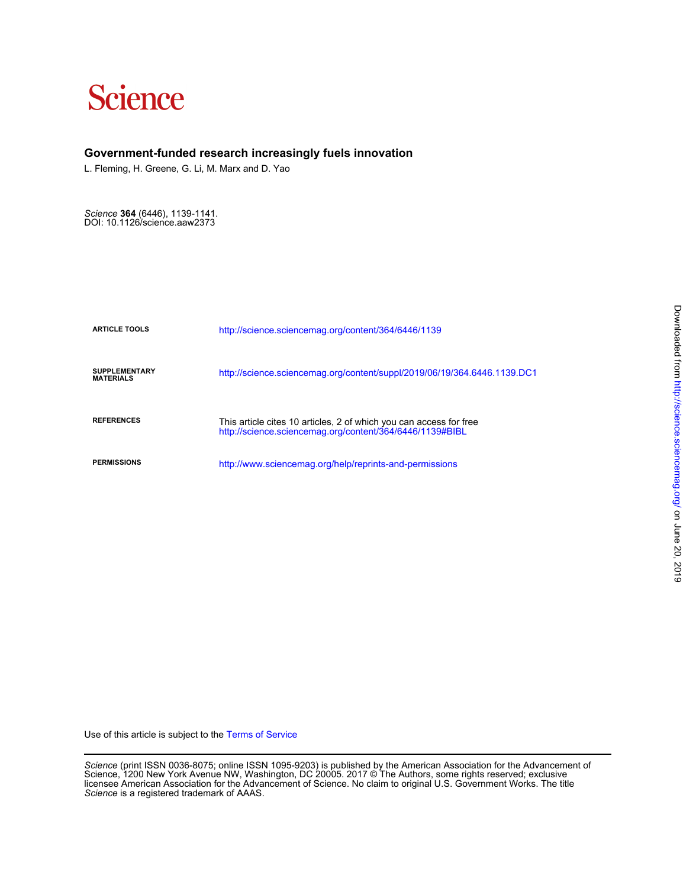# Science

## Government-funded research increasingly fuels innovation

L. Fleming, H. Greene, G. Li, M. Marx and D. Yao

*Science* **364** (6446), 1139-1141.
DOI: 10.1126/science.aaw2373

**ARTICLE TOOLS** http://science.sciencemag.org/content/364/6446/1139

**SUPPLEMENTARY MATERIALS** http://science.sciencemag.org/content/suppl/2019/06/19/364.6446.1139.DC1

**REFERENCES** This article cites 10 articles, 2 of which you can access for free
http://science.sciencemag.org/content/364/6446/1139#BIBL

**PERMISSIONS** http://www.sciencemag.org/help/reprints-and-permissions

Use of this article is subject to the Terms of Service

*Science* (print ISSN 0036-8075; online ISSN 1095-9203) is published by the American Association for the Advancement of Science, 1200 New York Avenue NW, Washington, DC 20005. 2017 © The Authors, some rights reserved; exclusive licensee American Association for the Advancement of Science. No claim to original U.S. Government Works. The title *Science* is a registered trademark of AAAS.

Downloaded from http://science.sciencemag.org/ on June 20, 2019